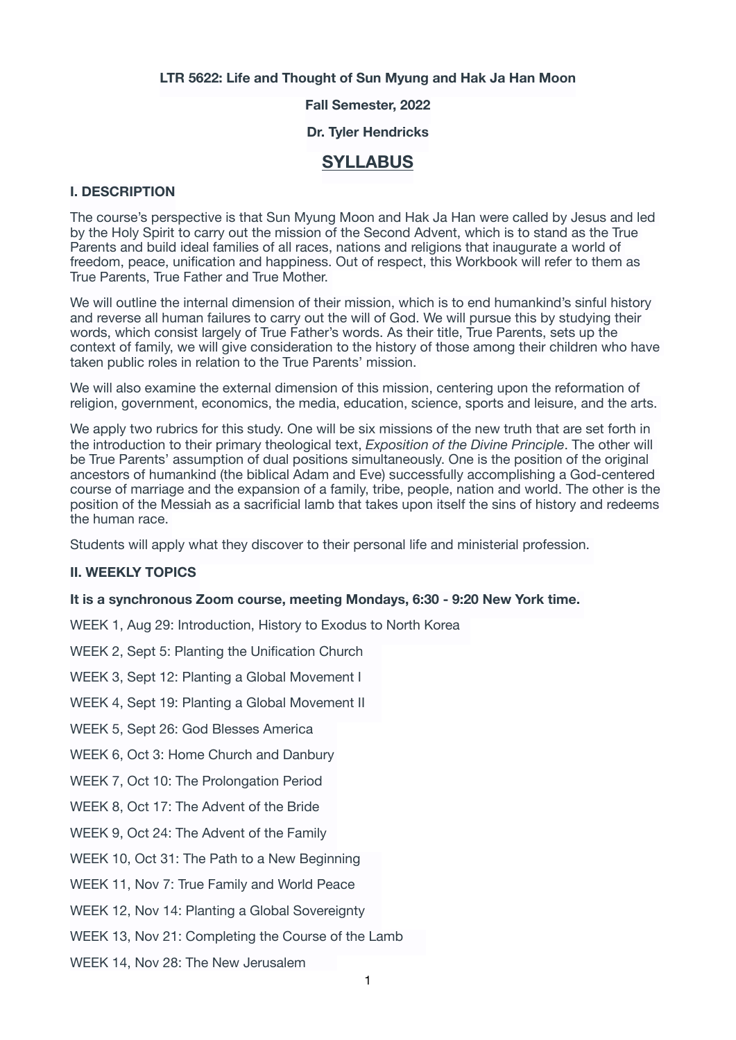**LTR 5622: Life and Thought of Sun Myung and Hak Ja Han Moon**

**Fall Semester, 2022**

**Dr. Tyler Hendricks**

# SYLLABUS

## I. DESCRIPTION

The course's perspective is that Sun Myung Moon and Hak Ja Han were called by Jesus and led by the Holy Spirit to carry out the mission of the Second Advent, which is to stand as the True Parents and build ideal families of all races, nations and religions that inaugurate a world of freedom, peace, unification and happiness. Out of respect, this Workbook will refer to them as True Parents, True Father and True Mother.

We will outline the internal dimension of their mission, which is to end humankind's sinful history and reverse all human failures to carry out the will of God. We will pursue this by studying their words, which consist largely of True Father's words. As their title, True Parents, sets up the context of family, we will give consideration to the history of those among their children who have taken public roles in relation to the True Parents' mission.

We will also examine the external dimension of this mission, centering upon the reformation of religion, government, economics, the media, education, science, sports and leisure, and the arts.

We apply two rubrics for this study. One will be six missions of the new truth that are set forth in the introduction to their primary theological text, *Exposition of the Divine Principle*. The other will be True Parents' assumption of dual positions simultaneously. One is the position of the original ancestors of humankind (the biblical Adam and Eve) successfully accomplishing a God-centered course of marriage and the expansion of a family, tribe, people, nation and world. The other is the position of the Messiah as a sacrificial lamb that takes upon itself the sins of history and redeems the human race.

Students will apply what they discover to their personal life and ministerial profession.

## II. WEEKLY TOPICS

**It is a synchronous Zoom course, meeting Mondays, 6:30 - 9:20 New York time.**

WEEK 1, Aug 29: Introduction, History to Exodus to North Korea

WEEK 2, Sept 5: Planting the Unification Church

WEEK 3, Sept 12: Planting a Global Movement I

WEEK 4, Sept 19: Planting a Global Movement II

WEEK 5, Sept 26: God Blesses America

WEEK 6, Oct 3: Home Church and Danbury

WEEK 7, Oct 10: The Prolongation Period

WEEK 8, Oct 17: The Advent of the Bride

WEEK 9, Oct 24: The Advent of the Family

WEEK 10, Oct 31: The Path to a New Beginning

WEEK 11, Nov 7: True Family and World Peace

WEEK 12, Nov 14: Planting a Global Sovereignty

WEEK 13, Nov 21: Completing the Course of the Lamb

WEEK 14, Nov 28: The New Jerusalem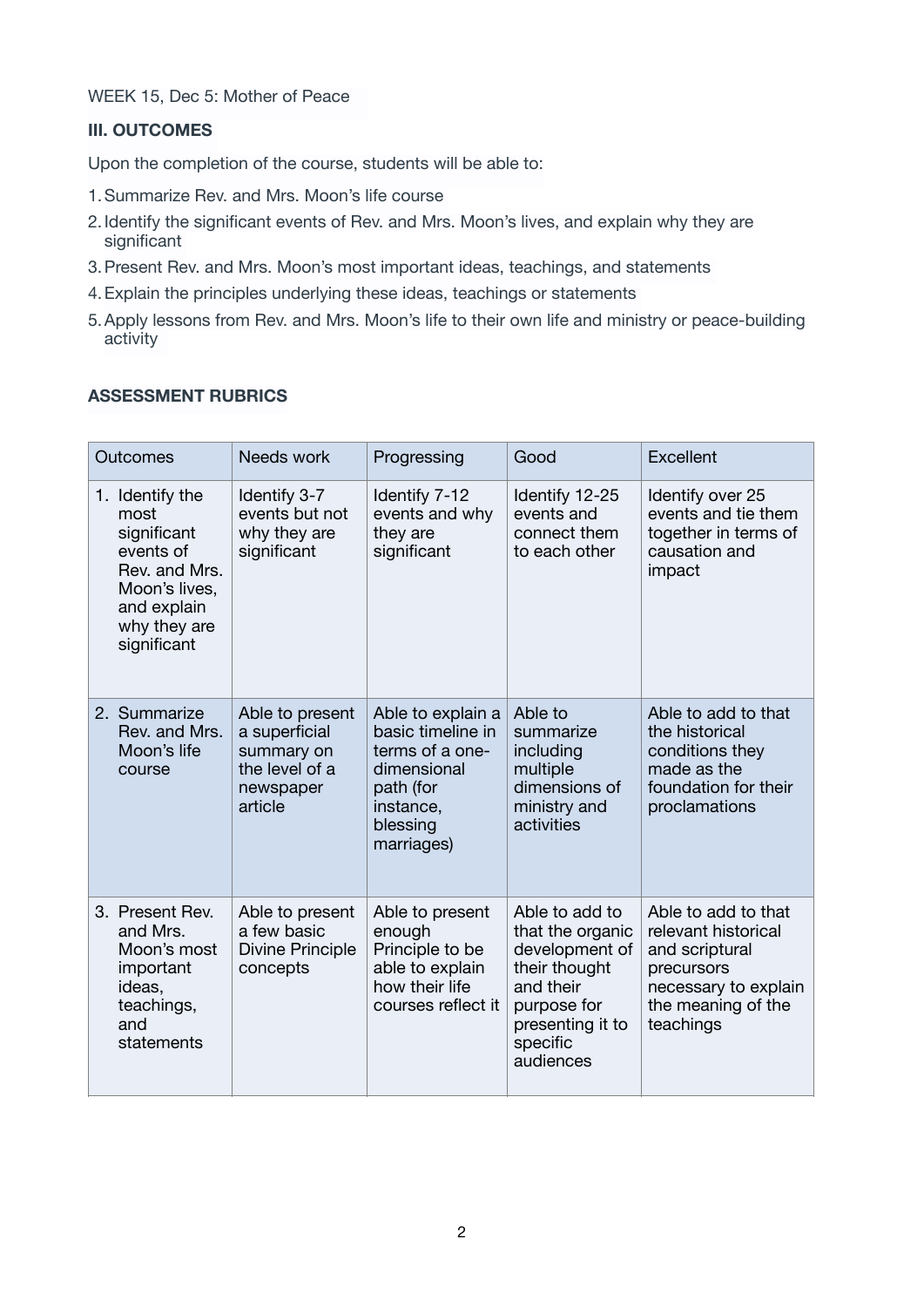WEEK 15, Dec 5: Mother of Peace

### III. OUTCOMES

Upon the completion of the course, students will be able to:

1. Summarize Rev. and Mrs. Moon's life course
2. Identify the significant events of Rev. and Mrs. Moon's lives, and explain why they are significant
3. Present Rev. and Mrs. Moon's most important ideas, teachings, and statements
4. Explain the principles underlying these ideas, teachings or statements
5. Apply lessons from Rev. and Mrs. Moon's life to their own life and ministry or peace-building activity

### ASSESSMENT RUBRICS

| Outcomes | Needs work | Progressing | Good | Excellent |
| --- | --- | --- | --- | --- |
| 1. Identify the most significant events of Rev. and Mrs. Moon's lives, and explain why they are significant | Identify 3-7 events but not why they are significant | Identify 7-12 events and why they are significant | Identify 12-25 events and connect them to each other | Identify over 25 events and tie them together in terms of causation and impact |
| 2. Summarize Rev. and Mrs. Moon's life course | Able to present a superficial summary on the level of a newspaper article | Able to explain a basic timeline in terms of a one-dimensional path (for instance, blessing marriages) | Able to summarize including multiple dimensions of ministry and activities | Able to add to that the historical conditions they made as the foundation for their proclamations |
| 3. Present Rev. and Mrs. Moon's most important ideas, teachings, and statements | Able to present a few basic Divine Principle concepts | Able to present enough Principle to be able to explain how their life courses reflect it | Able to add to that the organic development of their thought and their purpose for presenting it to specific audiences | Able to add to that relevant historical and scriptural precursors necessary to explain the meaning of the teachings |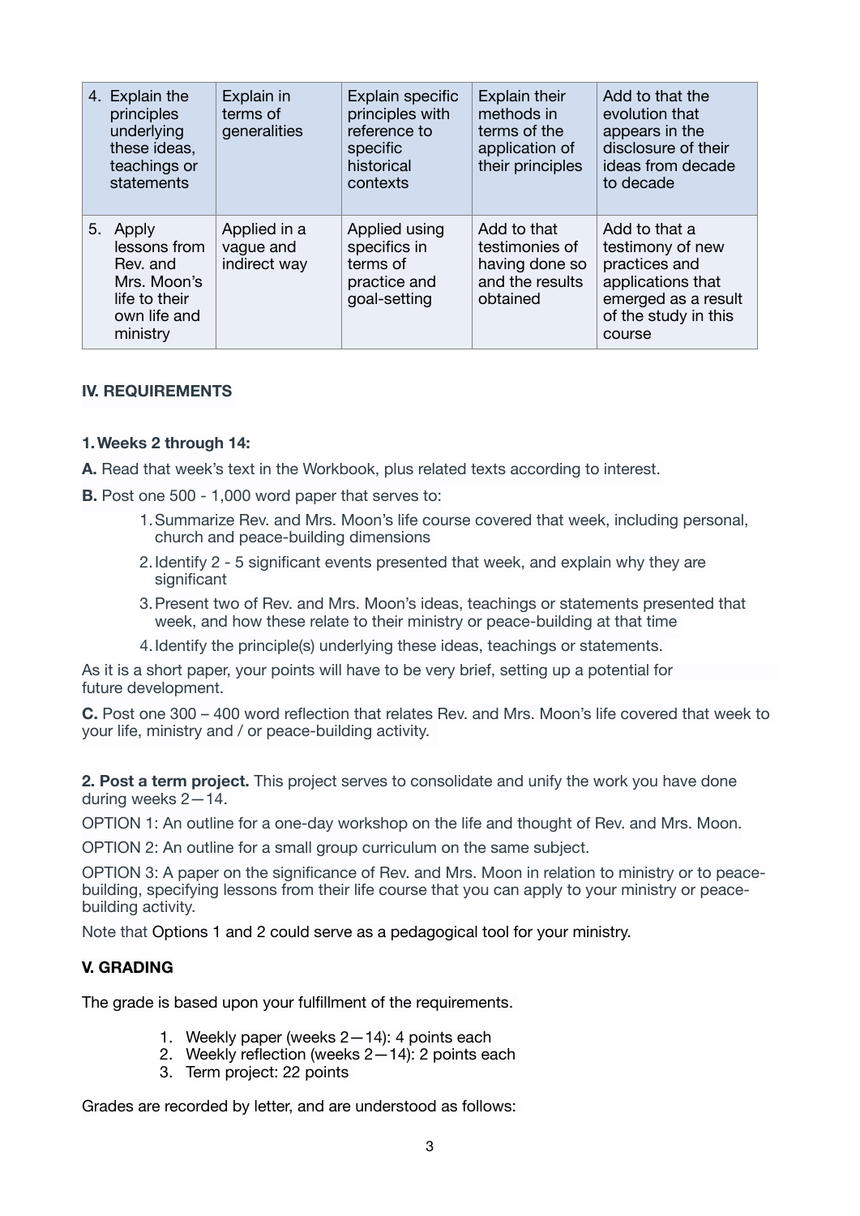| | | | | |
|---|---|---|---|---|
| 4. Explain the principles underlying these ideas, teachings or statements | Explain in terms of generalities | Explain specific principles with reference to specific historical contexts | Explain their methods in terms of the application of their principles | Add to that the evolution that appears in the disclosure of their ideas from decade to decade |
| 5. Apply lessons from Rev. and Mrs. Moon's life to their own life and ministry | Applied in a vague and indirect way | Applied using specifics in terms of practice and goal-setting | Add to that testimonies of having done so and the results obtained | Add to that a testimony of new practices and applications that emerged as a result of the study in this course |

## IV. REQUIREMENTS

**1. Weeks 2 through 14:**

**A.** Read that week's text in the Workbook, plus related texts according to interest.

**B.** Post one 500 - 1,000 word paper that serves to:

1. Summarize Rev. and Mrs. Moon's life course covered that week, including personal, church and peace-building dimensions
2. Identify 2 - 5 significant events presented that week, and explain why they are significant
3. Present two of Rev. and Mrs. Moon's ideas, teachings or statements presented that week, and how these relate to their ministry or peace-building at that time
4. Identify the principle(s) underlying these ideas, teachings or statements.

As it is a short paper, your points will have to be very brief, setting up a potential for future development.

**C.** Post one 300 – 400 word reflection that relates Rev. and Mrs. Moon's life covered that week to your life, ministry and / or peace-building activity.

**2. Post a term project.** This project serves to consolidate and unify the work you have done during weeks 2—14.

OPTION 1: An outline for a one-day workshop on the life and thought of Rev. and Mrs. Moon.

OPTION 2: An outline for a small group curriculum on the same subject.

OPTION 3: A paper on the significance of Rev. and Mrs. Moon in relation to ministry or to peace-building, specifying lessons from their life course that you can apply to your ministry or peace-building activity.

Note that Options 1 and 2 could serve as a pedagogical tool for your ministry.

## V. GRADING

The grade is based upon your fulfillment of the requirements.

1. Weekly paper (weeks 2—14): 4 points each
2. Weekly reflection (weeks 2—14): 2 points each
3. Term project: 22 points

Grades are recorded by letter, and are understood as follows: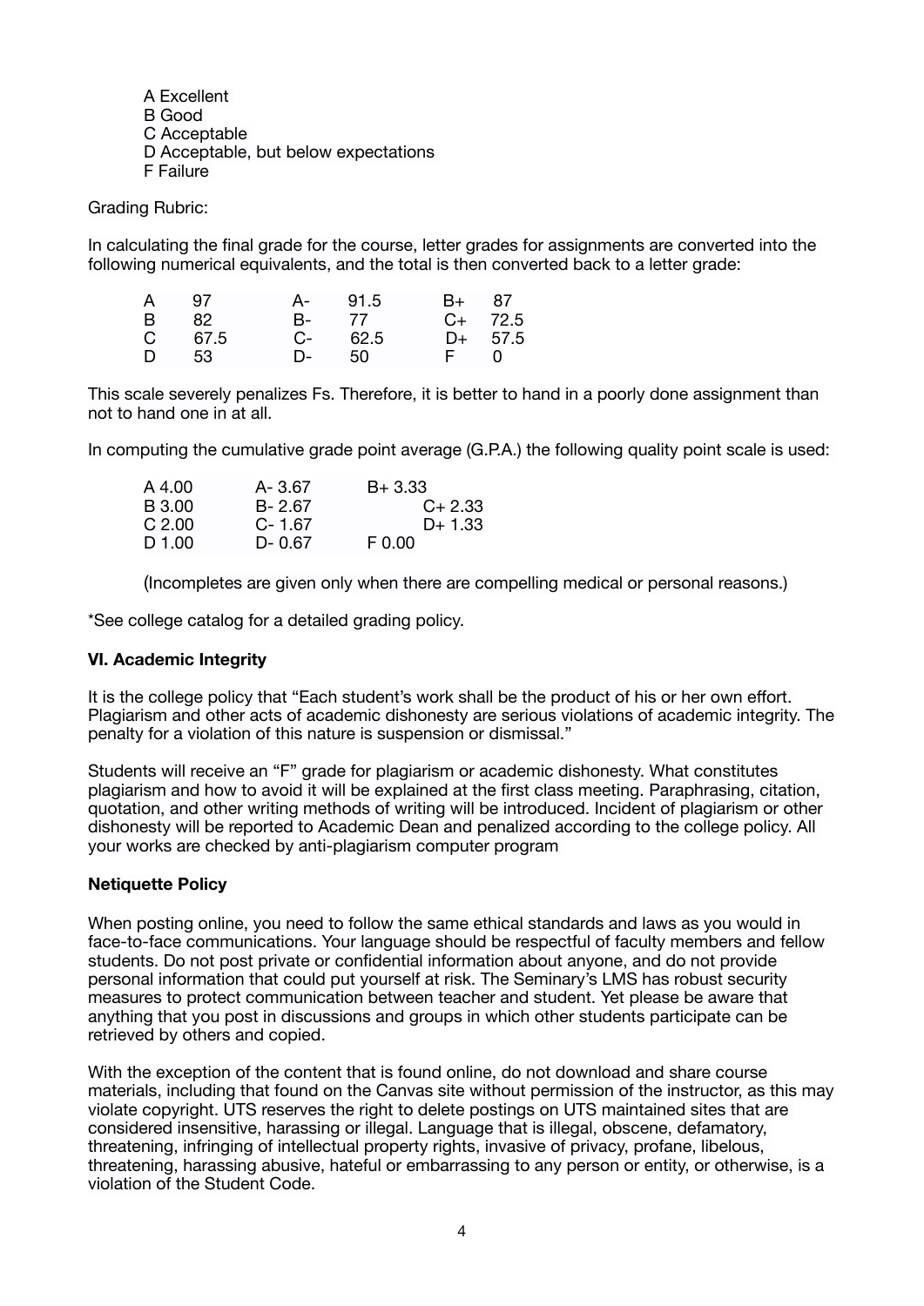A Excellent
B Good
C Acceptable
D Acceptable, but below expectations
F Failure

Grading Rubric:

In calculating the final grade for the course, letter grades for assignments are converted into the following numerical equivalents, and the total is then converted back to a letter grade:

| | | | | | |
|---|---|---|---|---|---|
| A | 97 | A- | 91.5 | B+ | 87 |
| B | 82 | B- | 77 | C+ | 72.5 |
| C | 67.5 | C- | 62.5 | D+ | 57.5 |
| D | 53 | D- | 50 | F | 0 |

This scale severely penalizes Fs. Therefore, it is better to hand in a poorly done assignment than not to hand one in at all.

In computing the cumulative grade point average (G.P.A.) the following quality point scale is used:

| | | |
|---|---|---|
| A 4.00 | A- 3.67 | B+ 3.33 |
| B 3.00 | B- 2.67 | C+ 2.33 |
| C 2.00 | C- 1.67 | D+ 1.33 |
| D 1.00 | D- 0.67 | F 0.00 |

(Incompletes are given only when there are compelling medical or personal reasons.)

*See college catalog for a detailed grading policy.

### VI. Academic Integrity

It is the college policy that "Each student's work shall be the product of his or her own effort. Plagiarism and other acts of academic dishonesty are serious violations of academic integrity. The penalty for a violation of this nature is suspension or dismissal."

Students will receive an "F" grade for plagiarism or academic dishonesty. What constitutes plagiarism and how to avoid it will be explained at the first class meeting. Paraphrasing, citation, quotation, and other writing methods of writing will be introduced. Incident of plagiarism or other dishonesty will be reported to Academic Dean and penalized according to the college policy. All your works are checked by anti-plagiarism computer program

### Netiquette Policy

When posting online, you need to follow the same ethical standards and laws as you would in face-to-face communications. Your language should be respectful of faculty members and fellow students. Do not post private or confidential information about anyone, and do not provide personal information that could put yourself at risk. The Seminary's LMS has robust security measures to protect communication between teacher and student. Yet please be aware that anything that you post in discussions and groups in which other students participate can be retrieved by others and copied.

With the exception of the content that is found online, do not download and share course materials, including that found on the Canvas site without permission of the instructor, as this may violate copyright. UTS reserves the right to delete postings on UTS maintained sites that are considered insensitive, harassing or illegal. Language that is illegal, obscene, defamatory, threatening, infringing of intellectual property rights, invasive of privacy, profane, libelous, threatening, harassing abusive, hateful or embarrassing to any person or entity, or otherwise, is a violation of the Student Code.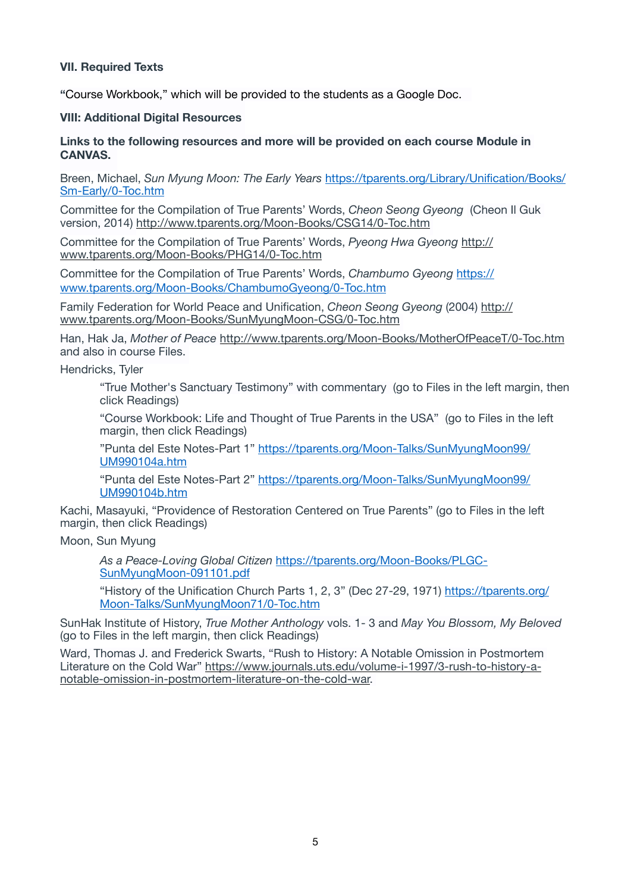**VII. Required Texts**

"Course Workbook," which will be provided to the students as a Google Doc.

**VIII: Additional Digital Resources**

**Links to the following resources and more will be provided on each course Module in CANVAS.**

Breen, Michael, *Sun Myung Moon: The Early Years* https://tparents.org/Library/Unification/Books/Sm-Early/0-Toc.htm

Committee for the Compilation of True Parents' Words, *Cheon Seong Gyeong* (Cheon Il Guk version, 2014) http://www.tparents.org/Moon-Books/CSG14/0-Toc.htm

Committee for the Compilation of True Parents' Words, *Pyeong Hwa Gyeong* http://www.tparents.org/Moon-Books/PHG14/0-Toc.htm

Committee for the Compilation of True Parents' Words, *Chambumo Gyeong* https://www.tparents.org/Moon-Books/ChambumoGyeong/0-Toc.htm

Family Federation for World Peace and Unification, *Cheon Seong Gyeong* (2004) http://www.tparents.org/Moon-Books/SunMyungMoon-CSG/0-Toc.htm

Han, Hak Ja, *Mother of Peace* http://www.tparents.org/Moon-Books/MotherOfPeaceT/0-Toc.htm and also in course Files.

Hendricks, Tyler

- "True Mother's Sanctuary Testimony" with commentary (go to Files in the left margin, then click Readings)
- "Course Workbook: Life and Thought of True Parents in the USA" (go to Files in the left margin, then click Readings)
- "Punta del Este Notes-Part 1" https://tparents.org/Moon-Talks/SunMyungMoon99/UM990104a.htm
- "Punta del Este Notes-Part 2" https://tparents.org/Moon-Talks/SunMyungMoon99/UM990104b.htm

Kachi, Masayuki, "Providence of Restoration Centered on True Parents" (go to Files in the left margin, then click Readings)

Moon, Sun Myung

- *As a Peace-Loving Global Citizen* https://tparents.org/Moon-Books/PLGC-SunMyungMoon-091101.pdf
- "History of the Unification Church Parts 1, 2, 3" (Dec 27-29, 1971) https://tparents.org/Moon-Talks/SunMyungMoon71/0-Toc.htm

SunHak Institute of History, *True Mother Anthology* vols. 1- 3 and *May You Blossom, My Beloved* (go to Files in the left margin, then click Readings)

Ward, Thomas J. and Frederick Swarts, "Rush to History: A Notable Omission in Postmortem Literature on the Cold War" https://www.journals.uts.edu/volume-i-1997/3-rush-to-history-a-notable-omission-in-postmortem-literature-on-the-cold-war.